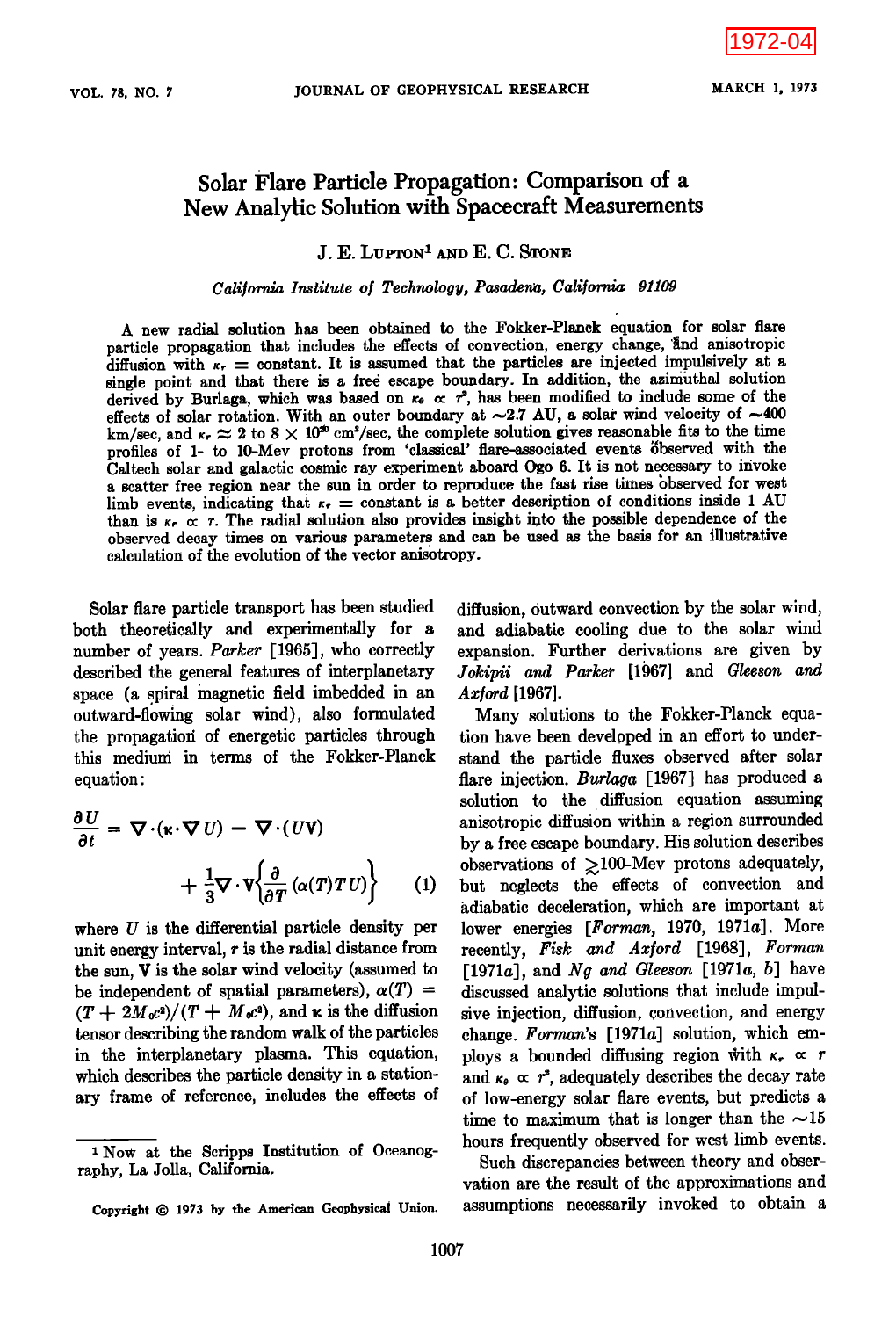# Solar Flare Particle Propagation: Comparison of a New Analytic Solution with Spacecraft Measurements

J. E. Lupton[1] and E. C. Stone

*California Institute of Technology, Pasadena, California 91109*

A new radial solution has been obtained to the Fokker-Planck equation for solar flare particle propagation that includes the effects of convection, energy change, and anisotropic diffusion with $\kappa_r$ = constant. It is assumed that the particles are injected impulsively at a single point and that there is a free escape boundary. In addition, the azimuthal solution derived by Burlaga, which was based on $\kappa_\theta \propto r^2$, has been modified to include some of the effects of solar rotation. With an outer boundary at ~2.7 AU, a solar wind velocity of ~400 km/sec, and $\kappa_r \approx 2$ to $8 \times 10^{20}$ cm²/sec, the complete solution gives reasonable fits to the time profiles of 1- to 10-Mev protons from 'classical' flare-associated events observed with the Caltech solar and galactic cosmic ray experiment aboard Ogo 6. It is not necessary to invoke a scatter free region near the sun in order to reproduce the fast rise times observed for west limb events, indicating that $\kappa_r$ = constant is a better description of conditions inside 1 AU than is $\kappa_r \propto r$. The radial solution also provides insight into the possible dependence of the observed decay times on various parameters and can be used as the basis for an illustrative calculation of the evolution of the vector anisotropy.

Solar flare particle transport has been studied both theoretically and experimentally for a number of years. *Parker* [1965], who correctly described the general features of interplanetary space (a spiral magnetic field imbedded in an outward-flowing solar wind), also formulated the propagation of energetic particles through this medium in terms of the Fokker-Planck equation:

$$\frac{\partial U}{\partial t} = \nabla \cdot (\boldsymbol{\kappa} \cdot \nabla U) - \nabla \cdot (U\mathbf{V}) + \frac{1}{3}\nabla \cdot \mathbf{V}\left\{\frac{\partial}{\partial T}(\alpha(T)TU)\right\} \qquad (1)$$

where $U$ is the differential particle density per unit energy interval, $r$ is the radial distance from the sun, $\mathbf{V}$ is the solar wind velocity (assumed to be independent of spatial parameters), $\alpha(T) = (T + 2M_0c^2)/(T + M_0c^2)$, and $\boldsymbol{\kappa}$ is the diffusion tensor describing the random walk of the particles in the interplanetary plasma. This equation, which describes the particle density in a stationary frame of reference, includes the effects of diffusion, outward convection by the solar wind, and adiabatic cooling due to the solar wind expansion. Further derivations are given by *Jokipii and Parker* [1967] and *Gleeson and Axford* [1967].

Many solutions to the Fokker-Planck equation have been developed in an effort to understand the particle fluxes observed after solar flare injection. *Burlaga* [1967] has produced a solution to the diffusion equation assuming anisotropic diffusion within a region surrounded by a free escape boundary. His solution describes observations of ≳100-Mev protons adequately, but neglects the effects of convection and adiabatic deceleration, which are important at lower energies [*Forman*, 1970, 1971*a*]. More recently, *Fisk and Axford* [1968], *Forman* [1971*a*], and *Ng and Gleeson* [1971*a*, *b*] have discussed analytic solutions that include impulsive injection, diffusion, convection, and energy change. *Forman*'s [1971*a*] solution, which employs a bounded diffusing region with $\kappa_r \propto r$ and $\kappa_\theta \propto r^2$, adequately describes the decay rate of low-energy solar flare events, but predicts a time to maximum that is longer than the ~15 hours frequently observed for west limb events.

Such discrepancies between theory and observation are the result of the approximations and assumptions necessarily invoked to obtain a

[1] Now at the Scripps Institution of Oceanography, La Jolla, California.

Copyright © 1973 by the American Geophysical Union.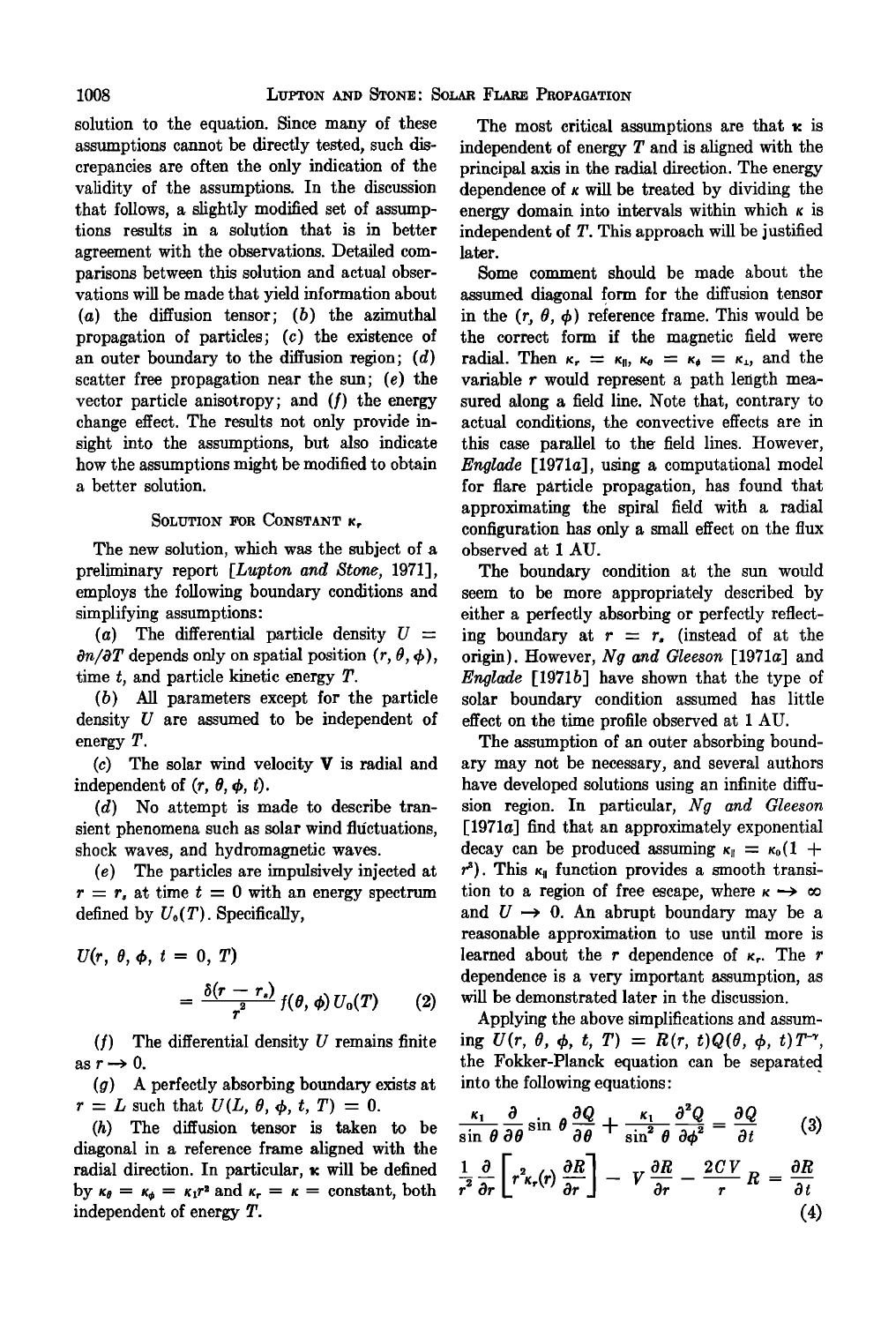solution to the equation. Since many of these assumptions cannot be directly tested, such discrepancies are often the only indication of the validity of the assumptions. In the discussion that follows, a slightly modified set of assumptions results in a solution that is in better agreement with the observations. Detailed comparisons between this solution and actual observations will be made that yield information about (*a*) the diffusion tensor; (*b*) the azimuthal propagation of particles; (*c*) the existence of an outer boundary to the diffusion region; (*d*) scatter free propagation near the sun; (*e*) the vector particle anisotropy; and (*f*) the energy change effect. The results not only provide insight into the assumptions, but also indicate how the assumptions might be modified to obtain a better solution.

## Solution for Constant $\kappa_r$

The new solution, which was the subject of a preliminary report [*Lupton and Stone*, 1971], employs the following boundary conditions and simplifying assumptions:

(*a*) The differential particle density $U = \partial n/\partial T$ depends only on spatial position $(r, \theta, \phi)$, time $t$, and particle kinetic energy $T$.

(*b*) All parameters except for the particle density $U$ are assumed to be independent of energy $T$.

(*c*) The solar wind velocity $\mathbf{V}$ is radial and independent of $(r, \theta, \phi, t)$.

(*d*) No attempt is made to describe transient phenomena such as solar wind fluctuations, shock waves, and hydromagnetic waves.

(*e*) The particles are impulsively injected at $r = r_s$ at time $t = 0$ with an energy spectrum defined by $U_0(T)$. Specifically,

$$U(r, \theta, \phi, t = 0, T) = \frac{\delta(r - r_s)}{r^2} f(\theta, \phi) U_0(T) \qquad (2)$$

(*f*) The differential density $U$ remains finite as $r \rightarrow 0$.

(*g*) A perfectly absorbing boundary exists at $r = L$ such that $U(L, \theta, \phi, t, T) = 0$.

(*h*) The diffusion tensor is taken to be diagonal in a reference frame aligned with the radial direction. In particular, $\boldsymbol{\kappa}$ will be defined by $\kappa_\theta = \kappa_\phi = \kappa_1 r^2$ and $\kappa_r = \kappa =$ constant, both independent of energy $T$.

The most critical assumptions are that $\boldsymbol{\kappa}$ is independent of energy $T$ and is aligned with the principal axis in the radial direction. The energy dependence of $\kappa$ will be treated by dividing the energy domain into intervals within which $\kappa$ is independent of $T$. This approach will be justified later.

Some comment should be made about the assumed diagonal form for the diffusion tensor in the $(r, \theta, \phi)$ reference frame. This would be the correct form if the magnetic field were radial. Then $\kappa_r = \kappa_\parallel$, $\kappa_\theta = \kappa_\phi = \kappa_\perp$, and the variable $r$ would represent a path length measured along a field line. Note that, contrary to actual conditions, the convective effects are in this case parallel to the field lines. However, *Englade* [1971*a*], using a computational model for flare particle propagation, has found that approximating the spiral field with a radial configuration has only a small effect on the flux observed at 1 AU.

The boundary condition at the sun would seem to be more appropriately described by either a perfectly absorbing or perfectly reflecting boundary at $r = r_s$ (instead of at the origin). However, *Ng and Gleeson* [1971*a*] and *Englade* [1971*b*] have shown that the type of solar boundary condition assumed has little effect on the time profile observed at 1 AU.

The assumption of an outer absorbing boundary may not be necessary, and several authors have developed solutions using an infinite diffusion region. In particular, *Ng and Gleeson* [1971*a*] find that an approximately exponential decay can be produced assuming $\kappa_\parallel = \kappa_0(1 + r^2)$. This $\kappa_\parallel$ function provides a smooth transition to a region of free escape, where $\kappa \rightarrow \infty$ and $U \rightarrow 0$. An abrupt boundary may be a reasonable approximation to use until more is learned about the $r$ dependence of $\kappa_r$. The $r$ dependence is a very important assumption, as will be demonstrated later in the discussion.

Applying the above simplifications and assuming $U(r, \theta, \phi, t, T) = R(r, t)Q(\theta, \phi, t)T^{-\gamma}$, the Fokker-Planck equation can be separated into the following equations:

$$\frac{\kappa_1}{\sin\theta}\frac{\partial}{\partial\theta}\sin\theta\frac{\partial Q}{\partial\theta} + \frac{\kappa_1}{\sin^2\theta}\frac{\partial^2 Q}{\partial\phi^2} = \frac{\partial Q}{\partial t} \qquad (3)$$

$$\frac{1}{r^2}\frac{\partial}{\partial r}\left[r^2\kappa_r(r)\frac{\partial R}{\partial r}\right] - V\frac{\partial R}{\partial r} - \frac{2CV}{r}R = \frac{\partial R}{\partial t} \qquad (4)$$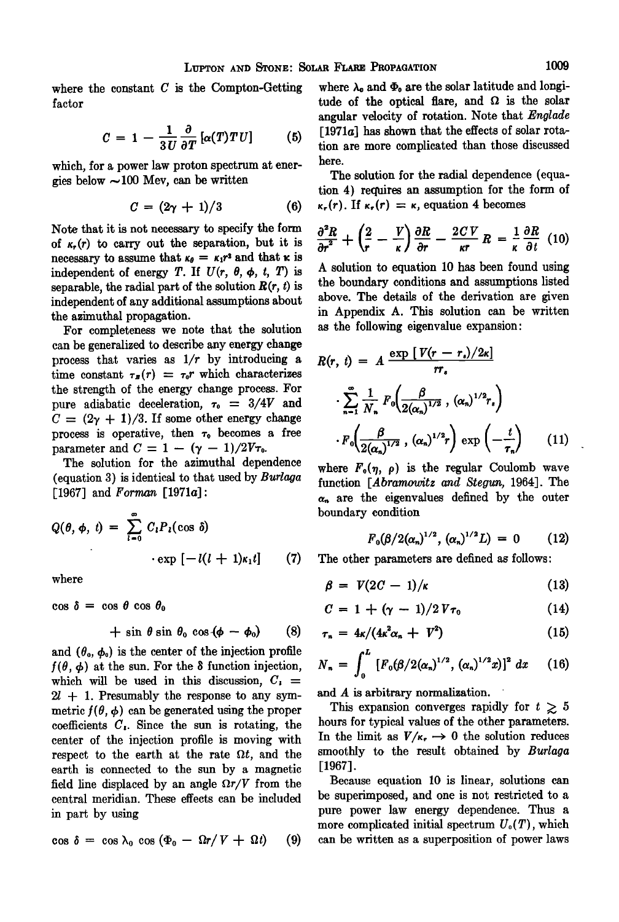where the constant $C$ is the Compton-Getting factor

$$C = 1 - \frac{1}{3U}\frac{\partial}{\partial T}[\alpha(T)TU] \quad (5)$$

which, for a power law proton spectrum at energies below ~100 Mev, can be written

$$C = (2\gamma + 1)/3 \quad (6)$$

Note that it is not necessary to specify the form of $\kappa_r(r)$ to carry out the separation, but it is necessary to assume that $\kappa_\theta = \kappa_1 r^2$ and that $\kappa$ is independent of energy $T$. If $U(r, \theta, \phi, t, T)$ is separable, the radial part of the solution $R(r, t)$ is independent of any additional assumptions about the azimuthal propagation.

For completeness we note that the solution can be generalized to describe any energy change process that varies as $1/r$ by introducing a time constant $\tau_E(r) = \tau_0 r$ which characterizes the strength of the energy change process. For pure adiabatic deceleration, $\tau_0 = 3/4V$ and $C = (2\gamma + 1)/3$. If some other energy change process is operative, then $\tau_0$ becomes a free parameter and $C = 1 - (\gamma - 1)/2V\tau_0$.

The solution for the azimuthal dependence (equation 3) is identical to that used by *Burlaga* [1967] and *Forman* [1971*a*]:

$$Q(\theta, \phi, t) = \sum_{l=0}^{\infty} C_l P_l(\cos \delta) \cdot \exp[-l(l+1)\kappa_1 t] \quad (7)$$

where

$$\cos \delta = \cos \theta \cos \theta_0 + \sin \theta \sin \theta_0 \cos (\phi - \phi_0) \quad (8)$$

and $(\theta_0, \phi_0)$ is the center of the injection profile $f(\theta, \phi)$ at the sun. For the $\delta$ function injection, which will be used in this discussion, $C_l = 2l + 1$. Presumably the response to any symmetric $f(\theta, \phi)$ can be generated using the proper coefficients $C_l$. Since the sun is rotating, the center of the injection profile is moving with respect to the earth at the rate $\Omega t$, and the earth is connected to the sun by a magnetic field line displaced by an angle $\Omega r/V$ from the central meridian. These effects can be included in part by using

$$\cos \delta = \cos \lambda_0 \cos (\Phi_0 - \Omega r/V + \Omega t) \quad (9)$$

where $\lambda_0$ and $\Phi_0$ are the solar latitude and longitude of the optical flare, and $\Omega$ is the solar angular velocity of rotation. Note that *Englade* [1971*a*] has shown that the effects of solar rotation are more complicated than those discussed here.

The solution for the radial dependence (equation 4) requires an assumption for the form of $\kappa_r(r)$. If $\kappa_r(r) = \kappa$, equation 4 becomes

$$\frac{\partial^2 R}{\partial r^2} + \left(\frac{2}{r} - \frac{V}{\kappa}\right)\frac{\partial R}{\partial r} - \frac{2CV}{\kappa r} R = \frac{1}{\kappa}\frac{\partial R}{\partial t} \quad (10)$$

A solution to equation 10 has been found using the boundary conditions and assumptions listed above. The details of the derivation are given in Appendix A. This solution can be written as the following eigenvalue expansion:

$$R(r, t) = A \frac{\exp[V(r - r_s)/2\kappa]}{r r_s} \cdot \sum_{n=1}^{\infty} \frac{1}{N_n} F_0\left(\frac{\beta}{2(\alpha_n)^{1/2}}, (\alpha_n)^{1/2} r_s\right) \cdot F_0\left(\frac{\beta}{2(\alpha_n)^{1/2}}, (\alpha_n)^{1/2} r\right) \exp\left(-\frac{t}{\tau_n}\right) \quad (11)$$

where $F_0(\eta, \rho)$ is the regular Coulomb wave function [*Abramowitz and Stegun*, 1964]. The $\alpha_n$ are the eigenvalues defined by the outer boundary condition

$$F_0(\beta/2(\alpha_n)^{1/2}, (\alpha_n)^{1/2} L) = 0 \quad (12)$$

The other parameters are defined as follows:

$$\beta = V(2C - 1)/\kappa \quad (13)$$

$$C = 1 + (\gamma - 1)/2V\tau_0 \quad (14)$$

$$\tau_n = 4\kappa/(4\kappa^2 \alpha_n + V^2) \quad (15)$$

$$N_n = \int_0^L [F_0(\beta/2(\alpha_n)^{1/2}, (\alpha_n)^{1/2} x)]^2 \, dx \quad (16)$$

and $A$ is arbitrary normalization.

This expansion converges rapidly for $t \gtrsim 5$ hours for typical values of the other parameters. In the limit as $V/\kappa_r \to 0$ the solution reduces smoothly to the result obtained by *Burlaga* [1967].

Because equation 10 is linear, solutions can be superimposed, and one is not restricted to a pure power law energy dependence. Thus a more complicated initial spectrum $U_0(T)$, which can be written as a superposition of power laws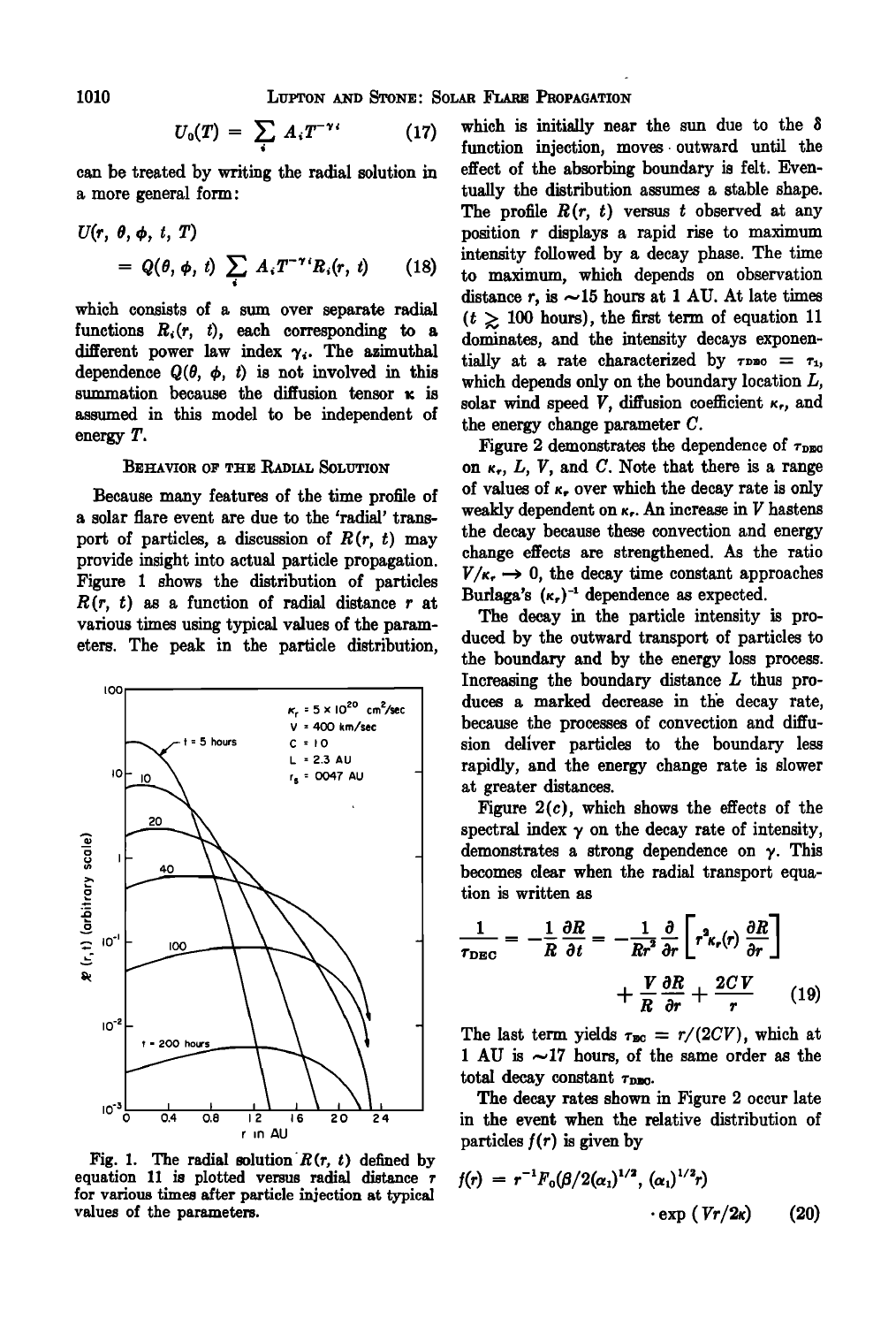$$U_0(T) = \sum_i A_i T^{-\gamma_i} \quad (17)$$

can be treated by writing the radial solution in a more general form:

$$U(r, \theta, \phi, t, T) = Q(\theta, \phi, t) \sum_i A_i T^{-\gamma_i} R_i(r, t) \quad (18)$$

which consists of a sum over separate radial functions $R_i(r, t)$, each corresponding to a different power law index $\gamma_i$. The azimuthal dependence $Q(\theta, \phi, t)$ is not involved in this summation because the diffusion tensor $\kappa$ is assumed in this model to be independent of energy $T$.

## Behavior of the Radial Solution

Because many features of the time profile of a solar flare event are due to the 'radial' transport of particles, a discussion of $R(r, t)$ may provide insight into actual particle propagation. Figure 1 shows the distribution of particles $R(r, t)$ as a function of radial distance $r$ at various times using typical values of the parameters. The peak in the particle distribution, which is initially near the sun due to the $\delta$ function injection, moves outward until the effect of the absorbing boundary is felt. Eventually the distribution assumes a stable shape. The profile $R(r, t)$ versus $t$ observed at any position $r$ displays a rapid rise to maximum intensity followed by a decay phase. The time to maximum, which depends on observation distance $r$, is ~15 hours at 1 AU. At late times ($t \gtrsim 100$ hours), the first term of equation 11 dominates, and the intensity decays exponentially at a rate characterized by $\tau_{DBC} = \tau_1$, which depends only on the boundary location $L$, solar wind speed $V$, diffusion coefficient $\kappa_r$, and the energy change parameter $C$.

Fig. 1. The radial solution $R(r, t)$ defined by equation 11 is plotted versus radial distance $r$ for various times after particle injection at typical values of the parameters.

Figure 2 demonstrates the dependence of $\tau_{DBC}$ on $\kappa_r$, $L$, $V$, and $C$. Note that there is a range of values of $\kappa_r$ over which the decay rate is only weakly dependent on $\kappa_r$. An increase in $V$ hastens the decay because these convection and energy change effects are strengthened. As the ratio $V/\kappa_r \rightarrow 0$, the decay time constant approaches Burlaga's $(\kappa_r)^{-1}$ dependence as expected.

The decay in the particle intensity is produced by the outward transport of particles to the boundary and by the energy loss process. Increasing the boundary distance $L$ thus produces a marked decrease in the decay rate, because the processes of convection and diffusion deliver particles to the boundary less rapidly, and the energy change rate is slower at greater distances.

Figure 2(c), which shows the effects of the spectral index $\gamma$ on the decay rate of intensity, demonstrates a strong dependence on $\gamma$. This becomes clear when the radial transport equation is written as

$$\frac{1}{\tau_{DEC}} = -\frac{1}{R}\frac{\partial R}{\partial t} = -\frac{1}{Rr^2}\frac{\partial}{\partial r}\left[r^2\kappa_r(r)\frac{\partial R}{\partial r}\right] + \frac{V}{R}\frac{\partial R}{\partial r} + \frac{2CV}{r} \quad (19)$$

The last term yields $\tau_{BC} = r/(2CV)$, which at 1 AU is ~17 hours, of the same order as the total decay constant $\tau_{DBC}$.

The decay rates shown in Figure 2 occur late in the event when the relative distribution of particles $f(r)$ is given by

$$f(r) = r^{-1}F_0(\beta/2(\alpha_1)^{1/2}, (\alpha_1)^{1/2}r) \cdot \exp(Vr/2\kappa) \quad (20)$$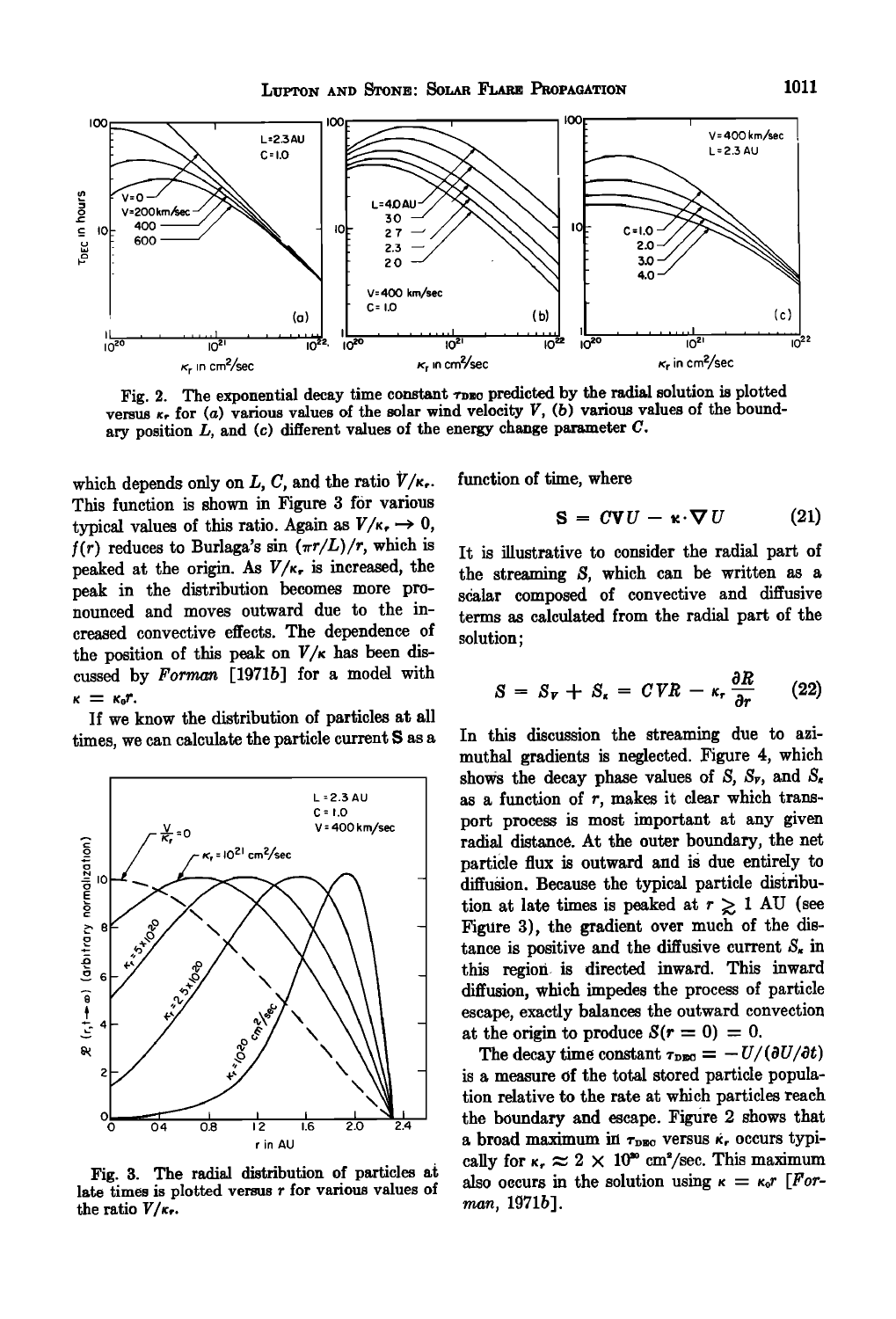Fig. 2. The exponential decay time constant $\tau_{DEC}$ predicted by the radial solution is plotted versus $\kappa_r$ for (a) various values of the solar wind velocity $V$, (b) various values of the boundary position $L$, and (c) different values of the energy change parameter $C$.

which depends only on $L$, $C$, and the ratio $V/\kappa_r$. This function is shown in Figure 3 for various typical values of this ratio. Again as $V/\kappa_r \rightarrow 0$, $f(r)$ reduces to Burlaga's $\sin(\pi r/L)/r$, which is peaked at the origin. As $V/\kappa_r$ is increased, the peak in the distribution becomes more pronounced and moves outward due to the increased convective effects. The dependence of the position of this peak on $V/\kappa$ has been discussed by *Forman* [1971*b*] for a model with $\kappa = \kappa_0 r$.

If we know the distribution of particles at all times, we can calculate the particle current **S** as a function of time, where

$$\mathbf{S} = C\mathbf{V}U - \boldsymbol{\kappa}\cdot\nabla U \qquad (21)$$

Fig. 3. The radial distribution of particles at late times is plotted versus $r$ for various values of the ratio $V/\kappa_r$.

It is illustrative to consider the radial part of the streaming **S**, which can be written as a scalar composed of convective and diffusive terms as calculated from the radial part of the solution;

$$S = S_V + S_\kappa = CVR - \kappa_r \frac{\partial R}{\partial r} \qquad (22)$$

In this discussion the streaming due to azimuthal gradients is neglected. Figure 4, which shows the decay phase values of $S$, $S_V$, and $S_\kappa$ as a function of $r$, makes it clear which transport process is most important at any given radial distance. At the outer boundary, the net particle flux is outward and is due entirely to diffusion. Because the typical particle distribution at late times is peaked at $r \gtrsim 1$ AU (see Figure 3), the gradient over much of the distance is positive and the diffusive current $S_\kappa$ in this region is directed inward. This inward diffusion, which impedes the process of particle escape, exactly balances the outward convection at the origin to produce $S(r = 0) = 0$.

The decay time constant $\tau_{DEC} = -U/(\partial U/\partial t)$ is a measure of the total stored particle population relative to the rate at which particles reach the boundary and escape. Figure 2 shows that a broad maximum in $\tau_{DEC}$ versus $\kappa_r$ occurs typically for $\kappa_r \approx 2 \times 10^{20}$ cm$^2$/sec. This maximum also occurs in the solution using $\kappa = \kappa_0 r$ [*Forman*, 1971*b*].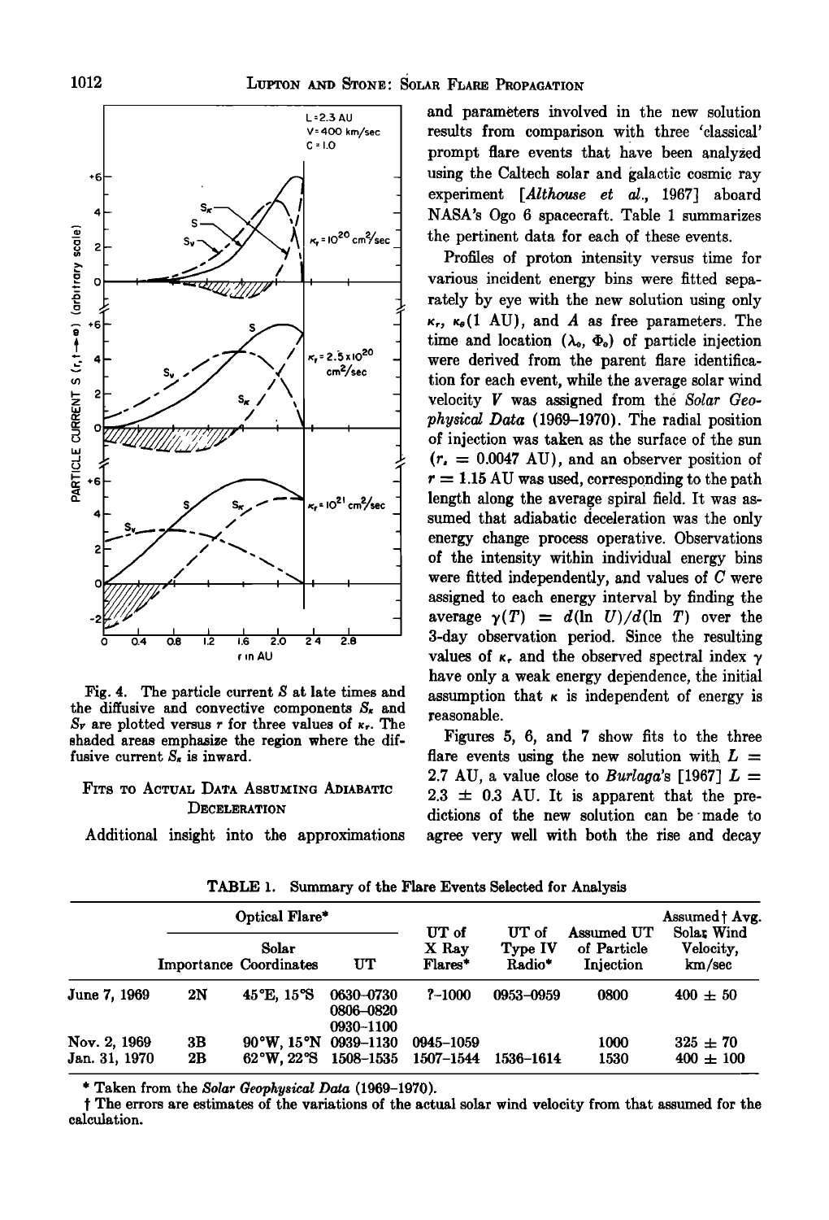Fig. 4. The particle current $S$ at late times and the diffusive and convective components $S_\kappa$ and $S_V$ are plotted versus $r$ for three values of $\kappa_r$. The shaded areas emphasize the region where the diffusive current $S_\kappa$ is inward.

## Fits to Actual Data Assuming Adiabatic Deceleration

Additional insight into the approximations and parameters involved in the new solution results from comparison with three 'classical' prompt flare events that have been analyzed using the Caltech solar and galactic cosmic ray experiment [*Althouse et al.*, 1967] aboard NASA's Ogo 6 spacecraft. Table 1 summarizes the pertinent data for each of these events.

Profiles of proton intensity versus time for various incident energy bins were fitted separately by eye with the new solution using only $\kappa_r$, $\kappa_\theta(1\text{ AU})$, and $A$ as free parameters. The time and location $(\lambda_0, \Phi_0)$ of particle injection were derived from the parent flare identification for each event, while the average solar wind velocity $V$ was assigned from the *Solar Geophysical Data* (1969–1970). The radial position of injection was taken as the surface of the sun ($r_s = 0.0047$ AU), and an observer position of $r = 1.15$ AU was used, corresponding to the path length along the average spiral field. It was assumed that adiabatic deceleration was the only energy change process operative. Observations of the intensity within individual energy bins were fitted independently, and values of $C$ were assigned to each energy interval by finding the average $\gamma(T) = d(\ln U)/d(\ln T)$ over the 3-day observation period. Since the resulting values of $\kappa_r$ and the observed spectral index $\gamma$ have only a weak energy dependence, the initial assumption that $\kappa$ is independent of energy is reasonable.

Figures 5, 6, and 7 show fits to the three flare events using the new solution with $L = 2.7$ AU, a value close to *Burlaga*'s [1967] $L = 2.3 \pm 0.3$ AU. It is apparent that the predictions of the new solution can be made to agree very well with both the rise and decay

TABLE 1. Summary of the Flare Events Selected for Analysis

| | Optical Flare* | | | UT of X Ray Flares* | UT of Type IV Radio* | Assumed UT of Particle Injection | Assumed† Avg. Solar Wind Velocity, km/sec |
|---|---|---|---|---|---|---|---|
| | Importance | Solar Coordinates | UT | | | | |
| June 7, 1969 | 2N | 45°E, 15°S | 0630–0730 0806–0820 0930–1100 | ?–1000 | 0953–0959 | 0800 | $400 \pm 50$ |
| Nov. 2, 1969 | 3B | 90°W, 15°N | 0939–1130 | 0945–1059 | | 1000 | $325 \pm 70$ |
| Jan. 31, 1970 | 2B | 62°W, 22°S | 1508–1535 | 1507–1544 | 1536–1614 | 1530 | $400 \pm 100$ |

\* Taken from the *Solar Geophysical Data* (1969–1970).

† The errors are estimates of the variations of the actual solar wind velocity from that assumed for the calculation.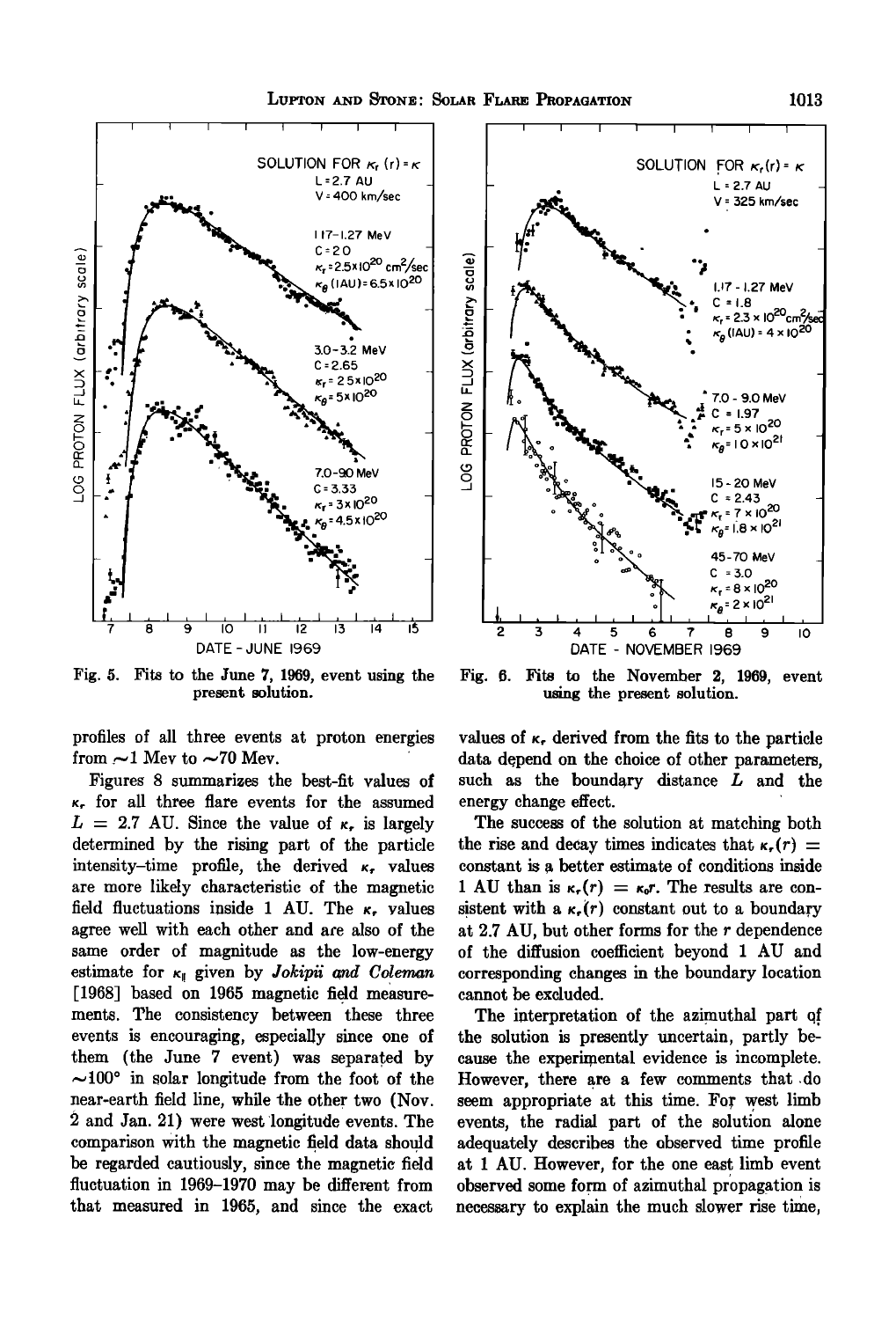Fig. 5. Fits to the June 7, 1969, event using the present solution.

Fig. 6. Fits to the November 2, 1969, event using the present solution.

profiles of all three events at proton energies from ~1 Mev to ~70 Mev.

Figures 8 summarizes the best-fit values of $\kappa_r$ for all three flare events for the assumed $L = 2.7$ AU. Since the value of $\kappa_r$ is largely determined by the rising part of the particle intensity–time profile, the derived $\kappa_r$ values are more likely characteristic of the magnetic field fluctuations inside 1 AU. The $\kappa_r$ values agree well with each other and are also of the same order of magnitude as the low-energy estimate for $\kappa_\parallel$ given by *Jokipii and Coleman* [1968] based on 1965 magnetic field measurements. The consistency between these three events is encouraging, especially since one of them (the June 7 event) was separated by ~100° in solar longitude from the foot of the near-earth field line, while the other two (Nov. 2 and Jan. 21) were west longitude events. The comparison with the magnetic field data should be regarded cautiously, since the magnetic field fluctuation in 1969–1970 may be different from that measured in 1965, and since the exact values of $\kappa_r$ derived from the fits to the particle data depend on the choice of other parameters, such as the boundary distance $L$ and the energy change effect.

The success of the solution at matching both the rise and decay times indicates that $\kappa_r(r) =$ constant is a better estimate of conditions inside 1 AU than is $\kappa_r(r) = \kappa_0 r$. The results are consistent with a $\kappa_r(r)$ constant out to a boundary at 2.7 AU, but other forms for the $r$ dependence of the diffusion coefficient beyond 1 AU and corresponding changes in the boundary location cannot be excluded.

The interpretation of the azimuthal part of the solution is presently uncertain, partly because the experimental evidence is incomplete. However, there are a few comments that do seem appropriate at this time. For west limb events, the radial part of the solution alone adequately describes the observed time profile at 1 AU. However, for the one east limb event observed some form of azimuthal propagation is necessary to explain the much slower rise time,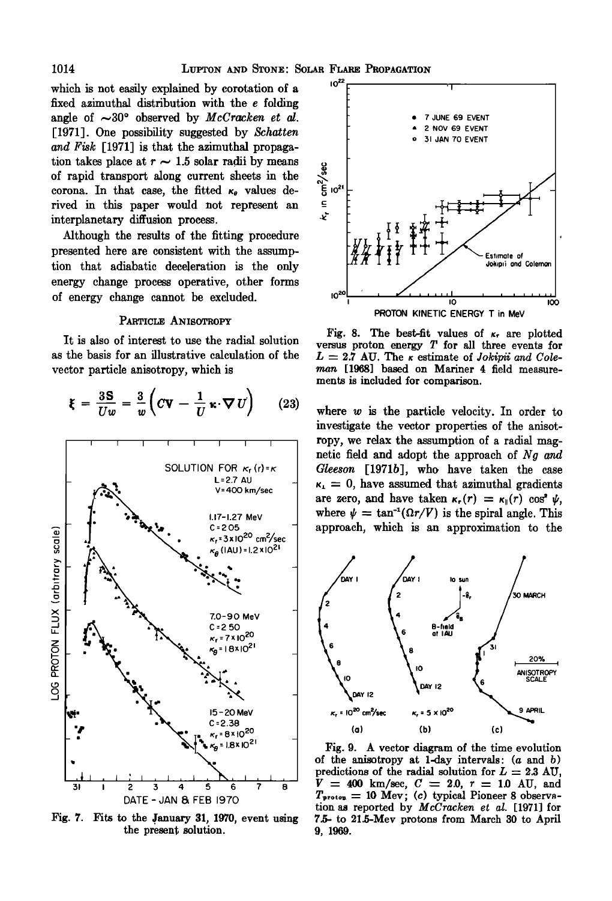which is not easily explained by corotation of a fixed azimuthal distribution with the e folding angle of ~30° observed by *McCracken et al.* [1971]. One possibility suggested by *Schatten and Fisk* [1971] is that the azimuthal propagation takes place at $r \sim 1.5$ solar radii by means of rapid transport along current sheets in the corona. In that case, the fitted $\kappa_\theta$ values derived in this paper would not represent an interplanetary diffusion process.

Although the results of the fitting procedure presented here are consistent with the assumption that adiabatic deceleration is the only energy change process operative, other forms of energy change cannot be excluded.

## Particle Anisotropy

It is also of interest to use the radial solution as the basis for an illustrative calculation of the vector particle anisotropy, which is

$$\boldsymbol{\xi} = \frac{3\mathbf{S}}{Uw} = \frac{3}{w}\left(C\mathbf{V} - \frac{1}{U}\boldsymbol{\kappa}\cdot\nabla U\right) \tag{23}$$

Fig. 7. Fits to the January 31, 1970, event using the present solution.

Fig. 8. The best-fit values of $\kappa_r$ are plotted versus proton energy $T$ for all three events for $L = 2.7$ AU. The $\kappa$ estimate of *Jokipii and Coleman* [1968] based on Mariner 4 field measurements is included for comparison.

where $w$ is the particle velocity. In order to investigate the vector properties of the anisotropy, we relax the assumption of a radial magnetic field and adopt the approach of *Ng and Gleeson* [1971*b*], who have taken the case $\kappa_\perp = 0$, have assumed that azimuthal gradients are zero, and have taken $\kappa_r(r) = \kappa_\parallel(r)\cos^2\psi$, where $\psi = \tan^{-1}(\Omega r/V)$ is the spiral angle. This approach, which is an approximation to the

Fig. 9. A vector diagram of the time evolution of the anisotropy at 1-day intervals: (*a* and *b*) predictions of the radial solution for $L = 2.3$ AU, $V = 400$ km/sec, $C = 2.0$, $r = 1.0$ AU, and $T_{\text{proton}} = 10$ Mev; (*c*) typical Pioneer 8 observation as reported by *McCracken et al.* [1971] for 7.5- to 21.5-Mev protons from March 30 to April 9, 1969.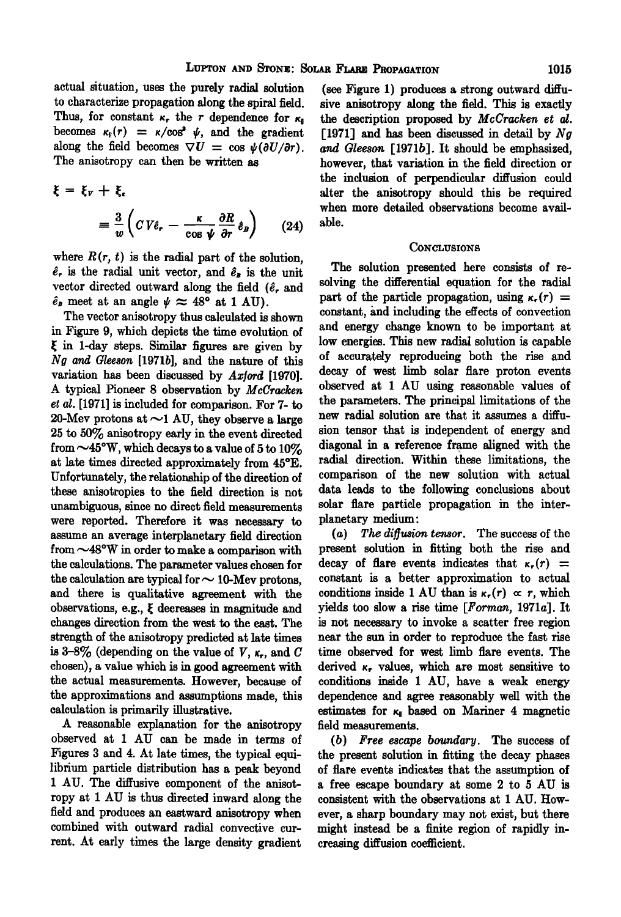actual situation, uses the purely radial solution to characterize propagation along the spiral field. Thus, for constant $\kappa_r$ the $r$ dependence for $\kappa_\parallel$ becomes $\kappa_\parallel(r) = \kappa/\cos^2\psi$, and the gradient along the field becomes $\nabla U = \cos\psi(\partial U/\partial r)$. The anisotropy can then be written as

$$\xi = \xi_V + \xi_\kappa$$

$$= \frac{3}{w}\left(CV\hat{e}_r - \frac{\kappa}{\cos\psi}\frac{\partial R}{\partial r}\hat{e}_B\right) \qquad (24)$$

where $R(r, t)$ is the radial part of the solution, $\hat{e}_r$ is the radial unit vector, and $\hat{e}_B$ is the unit vector directed outward along the field ($\hat{e}_r$ and $\hat{e}_B$ meet at an angle $\psi \approx 48°$ at 1 AU).

The vector anisotropy thus calculated is shown in Figure 9, which depicts the time evolution of $\xi$ in 1-day steps. Similar figures are given by *Ng and Gleeson* [1971*b*], and the nature of this variation has been discussed by *Axford* [1970]. A typical Pioneer 8 observation by *McCracken et al.* [1971] is included for comparison. For 7- to 20-Mev protons at ~1 AU, they observe a large 25 to 50% anisotropy early in the event directed from ~45°W, which decays to a value of 5 to 10% at late times directed approximately from 45°E. Unfortunately, the relationship of the direction of these anisotropies to the field direction is not unambiguous, since no direct field measurements were reported. Therefore it was necessary to assume an average interplanetary field direction from ~48°W in order to make a comparison with the calculations. The parameter values chosen for the calculation are typical for ~ 10-Mev protons, and there is qualitative agreement with the observations, e.g., $\xi$ decreases in magnitude and changes direction from the west to the east. The strength of the anisotropy predicted at late times is 3–8% (depending on the value of $V$, $\kappa_r$, and $C$ chosen), a value which is in good agreement with the actual measurements. However, because of the approximations and assumptions made, this calculation is primarily illustrative.

A reasonable explanation for the anisotropy observed at 1 AU can be made in terms of Figures 3 and 4. At late times, the typical equilibrium particle distribution has a peak beyond 1 AU. The diffusive component of the anisotropy at 1 AU is thus directed inward along the field and produces an eastward anisotropy when combined with outward radial convective current. At early times the large density gradient (see Figure 1) produces a strong outward diffusive anisotropy along the field. This is exactly the description proposed by *McCracken et al.* [1971] and has been discussed in detail by *Ng and Gleeson* [1971*b*]. It should be emphasized, however, that variation in the field direction or the inclusion of perpendicular diffusion could alter the anisotropy should this be required when more detailed observations become available.

## Conclusions

The solution presented here consists of resolving the differential equation for the radial part of the particle propagation, using $\kappa_r(r) =$ constant, and including the effects of convection and energy change known to be important at low energies. This new radial solution is capable of accurately reproducing both the rise and decay of west limb solar flare proton events observed at 1 AU using reasonable values of the parameters. The principal limitations of the new radial solution are that it assumes a diffusion tensor that is independent of energy and diagonal in a reference frame aligned with the radial direction. Within these limitations, the comparison of the new solution with actual data leads to the following conclusions about solar flare particle propagation in the interplanetary medium:

(*a*) *The diffusion tensor.* The success of the present solution in fitting both the rise and decay of flare events indicates that $\kappa_r(r) =$ constant is a better approximation to actual conditions inside 1 AU than is $\kappa_r(r) \propto r$, which yields too slow a rise time [*Forman*, 1971*a*]. It is not necessary to invoke a scatter free region near the sun in order to reproduce the fast rise time observed for west limb flare events. The derived $\kappa_r$ values, which are most sensitive to conditions inside 1 AU, have a weak energy dependence and agree reasonably well with the estimates for $\kappa_\parallel$ based on Mariner 4 magnetic field measurements.

(*b*) *Free escape boundary.* The success of the present solution in fitting the decay phases of flare events indicates that the assumption of a free escape boundary at some 2 to 5 AU is consistent with the observations at 1 AU. However, a sharp boundary may not exist, but there might instead be a finite region of rapidly increasing diffusion coefficient.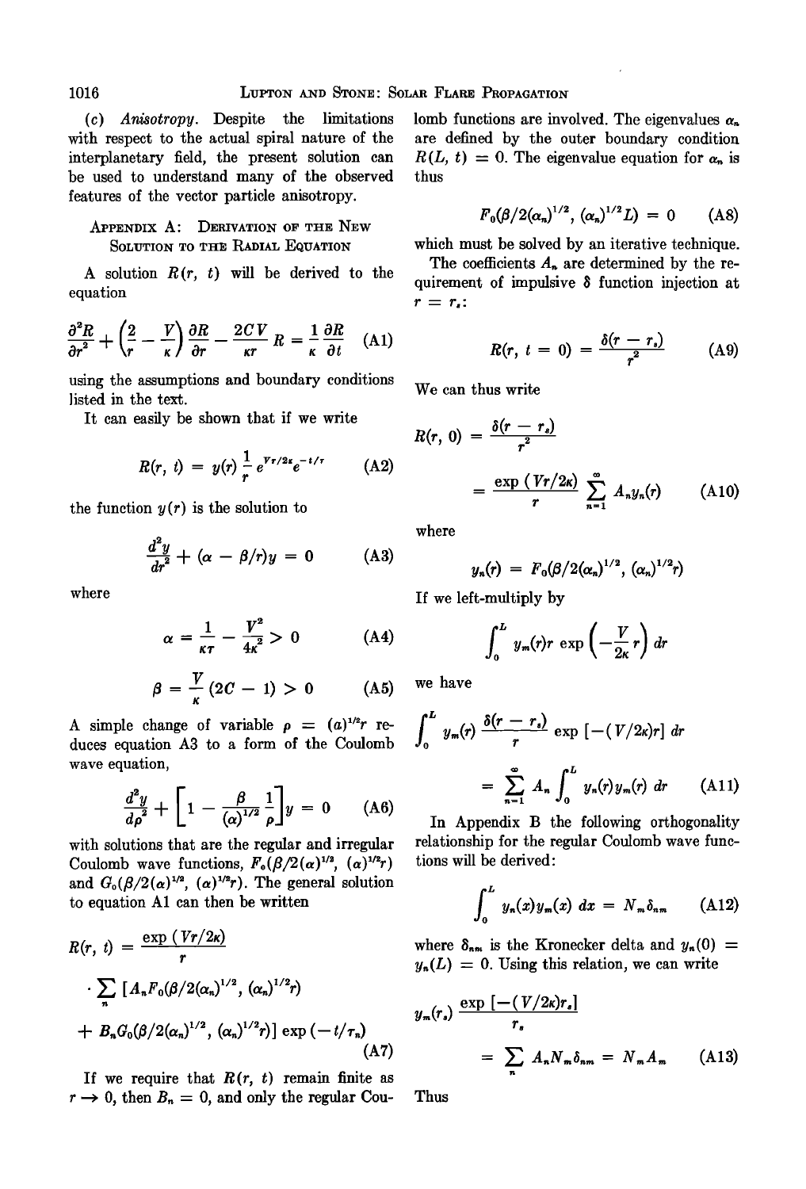(c) *Anisotropy.* Despite the limitations with respect to the actual spiral nature of the interplanetary field, the present solution can be used to understand many of the observed features of the vector particle anisotropy.

## Appendix A: Derivation of the New Solution to the Radial Equation

A solution $R(r, t)$ will be derived to the equation

$$\frac{\partial^2 R}{\partial r^2} + \left(\frac{2}{r} - \frac{V}{\kappa}\right)\frac{\partial R}{\partial r} - \frac{2CV}{\kappa r} R = \frac{1}{\kappa}\frac{\partial R}{\partial t} \quad \text{(A1)}$$

using the assumptions and boundary conditions listed in the text.

It can easily be shown that if we write

$$R(r, t) = y(r)\frac{1}{r}e^{Vr/2\kappa}e^{-t/\tau} \quad \text{(A2)}$$

the function $y(r)$ is the solution to

$$\frac{d^2 y}{dr^2} + (\alpha - \beta/r)y = 0 \quad \text{(A3)}$$

where

$$\alpha = \frac{1}{\kappa\tau} - \frac{V^2}{4\kappa^2} > 0 \quad \text{(A4)}$$

$$\beta = \frac{V}{\kappa}(2C - 1) > 0 \quad \text{(A5)}$$

A simple change of variable $\rho = (\alpha)^{1/2} r$ reduces equation A3 to a form of the Coulomb wave equation,

$$\frac{d^2 y}{d\rho^2} + \left[1 - \frac{\beta}{(\alpha)^{1/2}}\frac{1}{\rho}\right]y = 0 \quad \text{(A6)}$$

with solutions that are the regular and irregular Coulomb wave functions, $F_0(\beta/2(\alpha)^{1/2}, (\alpha)^{1/2}r)$ and $G_0(\beta/2(\alpha)^{1/2}, (\alpha)^{1/2}r)$. The general solution to equation A1 can then be written

$$R(r, t) = \frac{\exp(Vr/2\kappa)}{r} \cdot \sum_n [A_n F_0(\beta/2(\alpha_n)^{1/2}, (\alpha_n)^{1/2}r) + B_n G_0(\beta/2(\alpha_n)^{1/2}, (\alpha_n)^{1/2}r)] \exp(-t/\tau_n) \quad \text{(A7)}$$

If we require that $R(r, t)$ remain finite as $r \to 0$, then $B_n = 0$, and only the regular Coulomb functions are involved. The eigenvalues $\alpha_n$ are defined by the outer boundary condition $R(L, t) = 0$. The eigenvalue equation for $\alpha_n$ is thus

$$F_0(\beta/2(\alpha_n)^{1/2}, (\alpha_n)^{1/2}L) = 0 \quad \text{(A8)}$$

which must be solved by an iterative technique.

The coefficients $A_n$ are determined by the requirement of impulsive $\delta$ function injection at $r = r_s$:

$$R(r, t = 0) = \frac{\delta(r - r_s)}{r^2} \quad \text{(A9)}$$

We can thus write

$$R(r, 0) = \frac{\delta(r - r_s)}{r^2} = \frac{\exp(Vr/2\kappa)}{r}\sum_{n=1}^{\infty} A_n y_n(r) \quad \text{(A10)}$$

where

$$y_n(r) = F_0(\beta/2(\alpha_n)^{1/2}, (\alpha_n)^{1/2}r)$$

If we left-multiply by

$$\int_0^L y_m(r) r \exp\left(-\frac{V}{2\kappa}r\right) dr$$

we have

$$\int_0^L y_m(r)\frac{\delta(r - r_s)}{r}\exp[-(V/2\kappa)r]\,dr = \sum_{n=1}^{\infty} A_n \int_0^L y_n(r) y_m(r)\,dr \quad \text{(A11)}$$

In Appendix B the following orthogonality relationship for the regular Coulomb wave functions will be derived:

$$\int_0^L y_n(x) y_m(x)\,dx = N_m \delta_{nm} \quad \text{(A12)}$$

where $\delta_{nm}$ is the Kronecker delta and $y_n(0) = y_n(L) = 0$. Using this relation, we can write

$$y_m(r_s)\frac{\exp[-(V/2\kappa)r_s]}{r_s} = \sum_n A_n N_m \delta_{nm} = N_m A_m \quad \text{(A13)}$$

Thus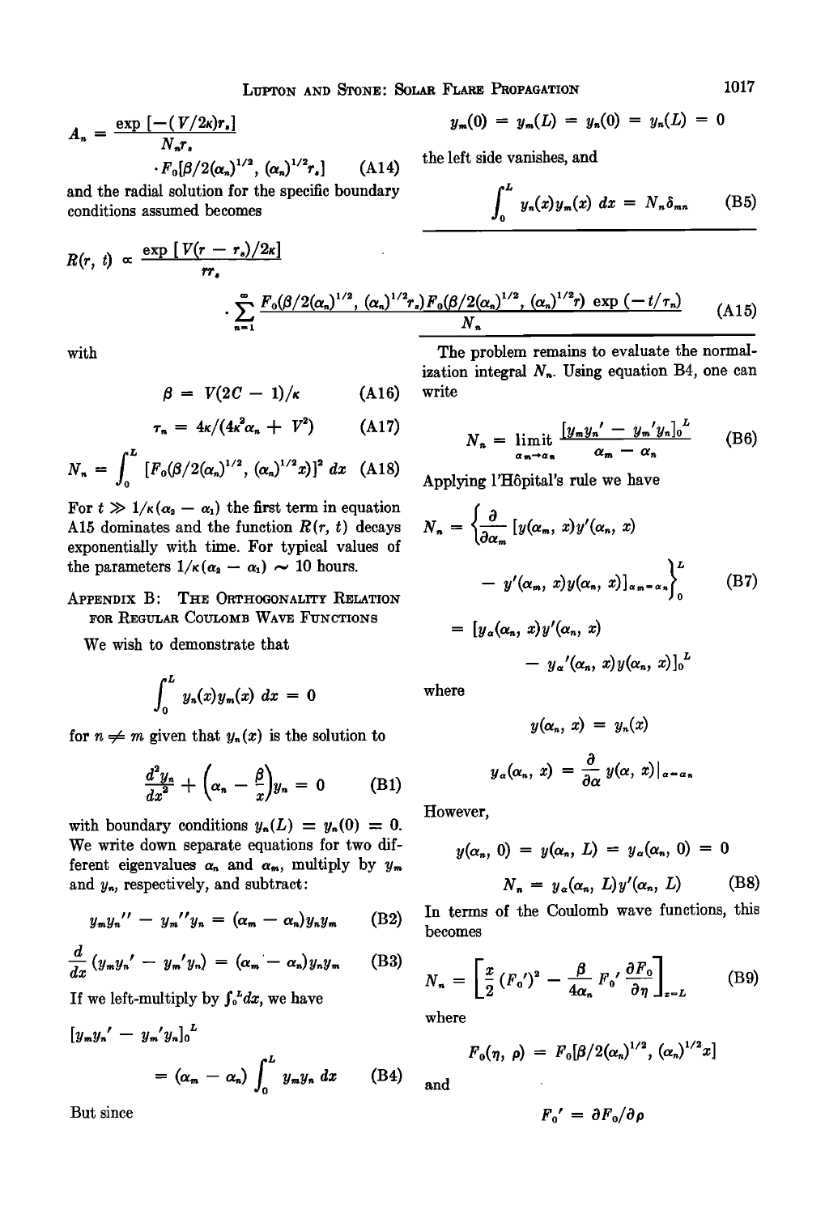$$A_n = \frac{\exp\left[-(V/2\kappa)r_s\right]}{N_n r_s} \cdot F_0[\beta/2(\alpha_n)^{1/2}, (\alpha_n)^{1/2} r_s] \qquad \text{(A14)}$$

and the radial solution for the specific boundary conditions assumed becomes

$$R(r, t) \propto \frac{\exp\left[V(r - r_s)/2\kappa\right]}{r r_s} \cdot \sum_{n=1}^{\infty} \frac{F_0(\beta/2(\alpha_n)^{1/2}, (\alpha_n)^{1/2} r_s) F_0(\beta/2(\alpha_n)^{1/2}, (\alpha_n)^{1/2} r) \exp(-t/\tau_n)}{N_n} \qquad \text{(A15)}$$

with

$$\beta = V(2C - 1)/\kappa \qquad \text{(A16)}$$

$$\tau_n = 4\kappa/(4\kappa^2 \alpha_n + V^2) \qquad \text{(A17)}$$

$$N_n = \int_0^L [F_0(\beta/2(\alpha_n)^{1/2}, (\alpha_n)^{1/2} x)]^2 \, dx \qquad \text{(A18)}$$

For $t \gg 1/\kappa(\alpha_2 - \alpha_1)$ the first term in equation A15 dominates and the function $R(r, t)$ decays exponentially with time. For typical values of the parameters $1/\kappa(\alpha_2 - \alpha_1) \sim 10$ hours.

## Appendix B: The Orthogonality Relation for Regular Coulomb Wave Functions

We wish to demonstrate that

$$\int_0^L y_n(x) y_m(x) \, dx = 0$$

for $n \neq m$ given that $y_n(x)$ is the solution to

$$\frac{d^2 y_n}{dx^2} + \left(\alpha_n - \frac{\beta}{x}\right) y_n = 0 \qquad \text{(B1)}$$

with boundary conditions $y_n(L) = y_n(0) = 0$. We write down separate equations for two different eigenvalues $\alpha_n$ and $\alpha_m$, multiply by $y_m$ and $y_n$, respectively, and subtract:

$$y_m y_n'' - y_m'' y_n = (\alpha_m - \alpha_n) y_n y_m \qquad \text{(B2)}$$

$$\frac{d}{dx}(y_m y_n' - y_m' y_n) = (\alpha_m - \alpha_n) y_n y_m \qquad \text{(B3)}$$

If we left-multiply by $\int_0^L dx$, we have

$$[y_m y_n' - y_m' y_n]_0^L = (\alpha_m - \alpha_n) \int_0^L y_m y_n \, dx \qquad \text{(B4)}$$

But since

$$y_m(0) = y_m(L) = y_n(0) = y_n(L) = 0$$

the left side vanishes, and

$$\int_0^L y_n(x) y_m(x) \, dx = N_n \delta_{mn} \qquad \text{(B5)}$$

The problem remains to evaluate the normalization integral $N_n$. Using equation B4, one can write

$$N_n = \lim_{\alpha_m \to \alpha_n} \frac{[y_m y_n' - y_m' y_n]_0^L}{\alpha_m - \alpha_n} \qquad \text{(B6)}$$

Applying l'Hôpital's rule we have

$$N_n = \left\{ \frac{\partial}{\partial \alpha_m} [y(\alpha_m, x) y'(\alpha_n, x) - y'(\alpha_m, x) y(\alpha_n, x)]_{\alpha_m = \alpha_n} \right\}_0^L$$
$$= [y_\alpha(\alpha_n, x) y'(\alpha_n, x) - y_\alpha'(\alpha_n, x) y(\alpha_n, x)]_0^L \qquad \text{(B7)}$$

where

$$y(\alpha_n, x) = y_n(x)$$

$$y_\alpha(\alpha_n, x) = \frac{\partial}{\partial \alpha} y(\alpha, x)|_{\alpha = \alpha_n}$$

However,

$$y(\alpha_n, 0) = y(\alpha_n, L) = y_\alpha(\alpha_n, 0) = 0$$

$$N_n = y_\alpha(\alpha_n, L) y'(\alpha_n, L) \qquad \text{(B8)}$$

In terms of the Coulomb wave functions, this becomes

$$N_n = \left[ \frac{x}{2} (F_0')^2 - \frac{\beta}{4\alpha_n} F_0' \frac{\partial F_0}{\partial \eta} \right]_{x = L} \qquad \text{(B9)}$$

where

$$F_0(\eta, \rho) = F_0[\beta/2(\alpha_n)^{1/2}, (\alpha_n)^{1/2} x]$$

and

$$F_0' = \partial F_0 / \partial \rho$$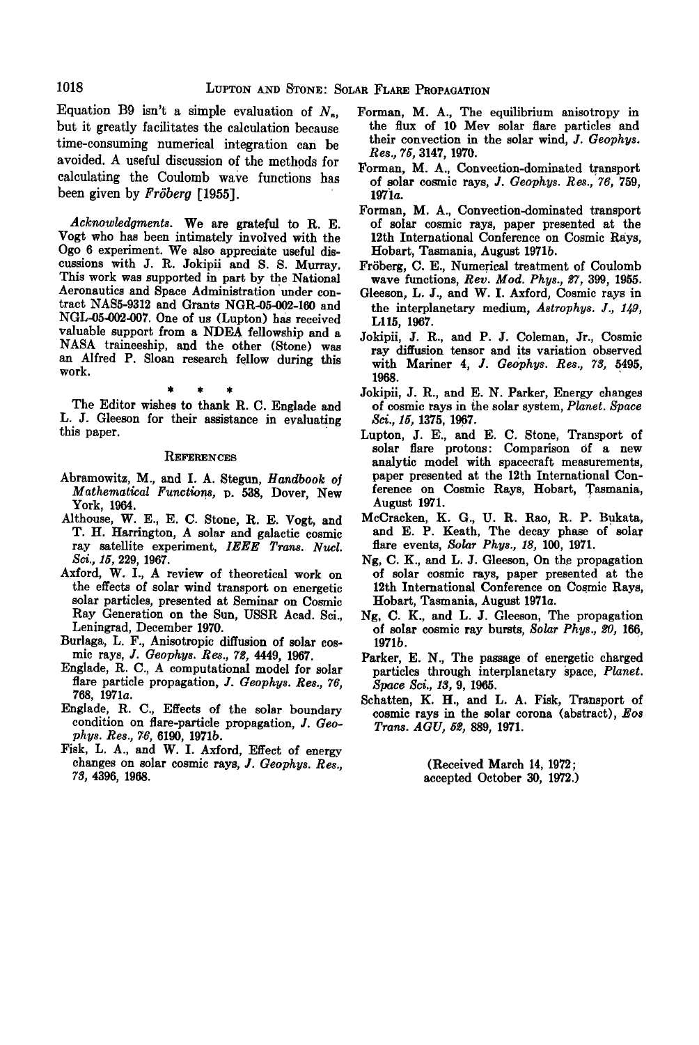Equation B9 isn't a simple evaluation of $N_n$, but it greatly facilitates the calculation because time-consuming numerical integration can be avoided. A useful discussion of the methods for calculating the Coulomb wave functions has been given by *Fröberg* [1955].

*Acknowledgments.* We are grateful to R. E. Vogt who has been intimately involved with the Ogo 6 experiment. We also appreciate useful discussions with J. R. Jokipii and S. S. Murray. This work was supported in part by the National Aeronautics and Space Administration under contract NAS5-9312 and Grants NGR-05-002-160 and NGL-05-002-007. One of us (Lupton) has received valuable support from a NDEA fellowship and a NASA traineeship, and the other (Stone) was an Alfred P. Sloan research fellow during this work.

\* \* \*

The Editor wishes to thank R. C. Englade and L. J. Gleeson for their assistance in evaluating this paper.

## REFERENCES

Abramowitz, M., and I. A. Stegun, *Handbook of Mathematical Functions*, p. 538, Dover, New York, 1964.

Althouse, W. E., E. C. Stone, R. E. Vogt, and T. H. Harrington, A solar and galactic cosmic ray satellite experiment, *IEEE Trans. Nucl. Sci., 15*, 229, 1967.

Axford, W. I., A review of theoretical work on the effects of solar wind transport on energetic solar particles, presented at Seminar on Cosmic Ray Generation on the Sun, USSR Acad. Sci., Leningrad, December 1970.

Burlaga, L. F., Anisotropic diffusion of solar cosmic rays, *J. Geophys. Res., 72*, 4449, 1967.

Englade, R. C., A computational model for solar flare particle propagation, *J. Geophys. Res., 76*, 768, 1971*a*.

Englade, R. C., Effects of the solar boundary condition on flare-particle propagation, *J. Geophys. Res., 76*, 6190, 1971*b*.

Fisk, L. A., and W. I. Axford, Effect of energy changes on solar cosmic rays, *J. Geophys. Res., 73*, 4396, 1968.

Forman, M. A., The equilibrium anisotropy in the flux of 10 Mev solar flare particles and their convection in the solar wind, *J. Geophys. Res., 75*, 3147, 1970.

Forman, M. A., Convection-dominated transport of solar cosmic rays, *J. Geophys. Res., 76*, 759, 1971*a*.

Forman, M. A., Convection-dominated transport of solar cosmic rays, paper presented at the 12th International Conference on Cosmic Rays, Hobart, Tasmania, August 1971*b*.

Fröberg, C. E., Numerical treatment of Coulomb wave functions, *Rev. Mod. Phys., 27*, 399, 1955.

Gleeson, L. J., and W. I. Axford, Cosmic rays in the interplanetary medium, *Astrophys. J., 149*, L115, 1967.

Jokipii, J. R., and P. J. Coleman, Jr., Cosmic ray diffusion tensor and its variation observed with Mariner 4, *J. Geophys. Res., 73*, 5495, 1968.

Jokipii, J. R., and E. N. Parker, Energy changes of cosmic rays in the solar system, *Planet. Space Sci., 15*, 1375, 1967.

Lupton, J. E., and E. C. Stone, Transport of solar flare protons: Comparison of a new analytic model with spacecraft measurements, paper presented at the 12th International Conference on Cosmic Rays, Hobart, Tasmania, August 1971.

McCracken, K. G., U. R. Rao, R. P. Bukata, and E. P. Keath, The decay phase of solar flare events, *Solar Phys., 18*, 100, 1971.

Ng, C. K., and L. J. Gleeson, On the propagation of solar cosmic rays, paper presented at the 12th International Conference on Cosmic Rays, Hobart, Tasmania, August 1971*a*.

Ng, C. K., and L. J. Gleeson, The propagation of solar cosmic ray bursts, *Solar Phys., 20*, 166, 1971*b*.

Parker, E. N., The passage of energetic charged particles through interplanetary space, *Planet. Space Sci., 13*, 9, 1965.

Schatten, K. H., and L. A. Fisk, Transport of cosmic rays in the solar corona (abstract), *Eos Trans. AGU, 52*, 889, 1971.

(Received March 14, 1972;
accepted October 30, 1972.)